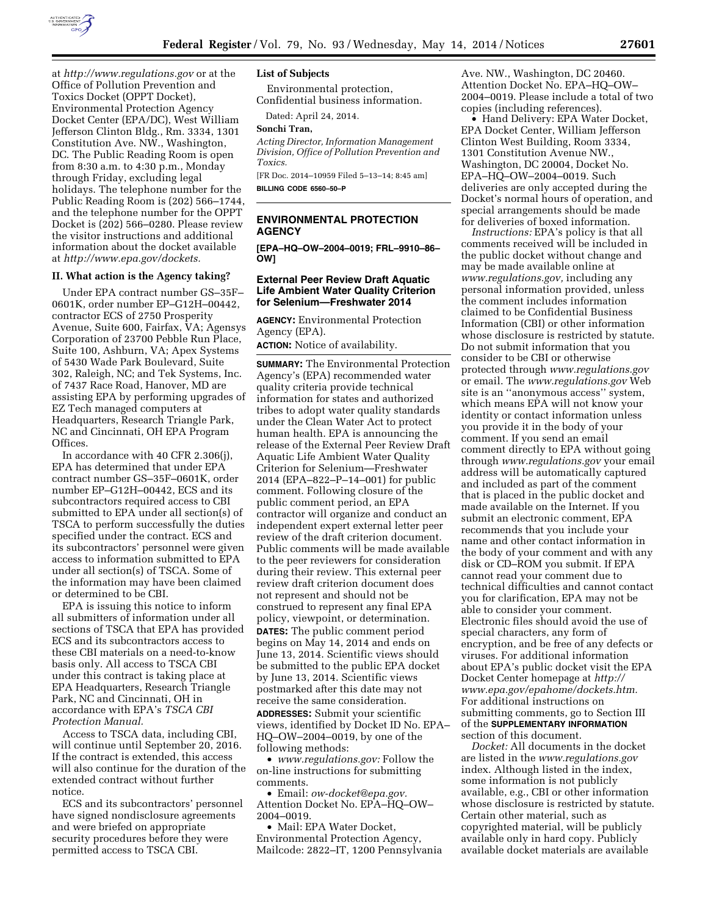at *http://www.regulations.gov* or at the Office of Pollution Prevention and Toxics Docket (OPPT Docket), Environmental Protection Agency Docket Center (EPA/DC), West William Jefferson Clinton Bldg., Rm. 3334, 1301 Constitution Ave. NW., Washington, DC. The Public Reading Room is open from 8:30 a.m. to 4:30 p.m., Monday through Friday, excluding legal holidays. The telephone number for the Public Reading Room is (202) 566–1744, and the telephone number for the OPPT Docket is (202) 566–0280. Please review the visitor instructions and additional information about the docket available at *http://www.epa.gov/dockets.*

## II. What action is the Agency taking?

Under EPA contract number GS–35F–0601K, order number EP–G12H–00442, contractor ECS of 2750 Prosperity Avenue, Suite 600, Fairfax, VA; Agensys Corporation of 23700 Pebble Run Place, Suite 100, Ashburn, VA; Apex Systems of 5430 Wade Park Boulevard, Suite 302, Raleigh, NC; and Tek Systems, Inc. of 7437 Race Road, Hanover, MD are assisting EPA by performing upgrades of EZ Tech managed computers at Headquarters, Research Triangle Park, NC and Cincinnati, OH EPA Program Offices.

In accordance with 40 CFR 2.306(j), EPA has determined that under EPA contract number GS–35F–0601K, order number EP–G12H–00442, ECS and its subcontractors required access to CBI submitted to EPA under all section(s) of TSCA to perform successfully the duties specified under the contract. ECS and its subcontractors' personnel were given access to information submitted to EPA under all section(s) of TSCA. Some of the information may have been claimed or determined to be CBI.

EPA is issuing this notice to inform all submitters of information under all sections of TSCA that EPA has provided ECS and its subcontractors access to these CBI materials on a need-to-know basis only. All access to TSCA CBI under this contract is taking place at EPA Headquarters, Research Triangle Park, NC and Cincinnati, OH in accordance with EPA's *TSCA CBI Protection Manual.*

Access to TSCA data, including CBI, will continue until September 20, 2016. If the contract is extended, this access will also continue for the duration of the extended contract without further notice.

ECS and its subcontractors' personnel have signed nondisclosure agreements and were briefed on appropriate security procedures before they were permitted access to TSCA CBI.

### List of Subjects

Environmental protection, Confidential business information.

Dated: April 24, 2014.

**Sonchi Tran,**

*Acting Director, Information Management Division, Office of Pollution Prevention and Toxics.*

[FR Doc. 2014–10959 Filed 5–13–14; 8:45 am]

**BILLING CODE 6560–50–P**

---

## ENVIRONMENTAL PROTECTION AGENCY

**[EPA–HQ–OW–2004–0019; FRL–9910–86–OW]**

## External Peer Review Draft Aquatic Life Ambient Water Quality Criterion for Selenium—Freshwater 2014

**AGENCY:** Environmental Protection Agency (EPA).

**ACTION:** Notice of availability.

**SUMMARY:** The Environmental Protection Agency's (EPA) recommended water quality criteria provide technical information for states and authorized tribes to adopt water quality standards under the Clean Water Act to protect human health. EPA is announcing the release of the External Peer Review Draft Aquatic Life Ambient Water Quality Criterion for Selenium—Freshwater 2014 (EPA–822–P–14–001) for public comment. Following closure of the public comment period, an EPA contractor will organize and conduct an independent expert external letter peer review of the draft criterion document. Public comments will be made available to the peer reviewers for consideration during their review. This external peer review draft criterion document does not represent and should not be construed to represent any final EPA policy, viewpoint, or determination.

**DATES:** The public comment period begins on May 14, 2014 and ends on June 13, 2014. Scientific views should be submitted to the public EPA docket by June 13, 2014. Scientific views postmarked after this date may not receive the same consideration.

**ADDRESSES:** Submit your scientific views, identified by Docket ID No. EPA–HQ–OW–2004–0019, by one of the following methods:

- *www.regulations.gov:* Follow the on-line instructions for submitting comments.
- Email: *ow-docket@epa.gov.* Attention Docket No. EPA–HQ–OW–2004–0019.
- Mail: EPA Water Docket, Environmental Protection Agency, Mailcode: 2822–IT, 1200 Pennsylvania Ave. NW., Washington, DC 20460. Attention Docket No. EPA–HQ–OW–2004–0019. Please include a total of two copies (including references).
- Hand Delivery: EPA Water Docket, EPA Docket Center, William Jefferson Clinton West Building, Room 3334, 1301 Constitution Avenue NW., Washington, DC 20004, Docket No. EPA–HQ–OW–2004–0019. Such deliveries are only accepted during the Docket's normal hours of operation, and special arrangements should be made for deliveries of boxed information.

*Instructions:* EPA's policy is that all comments received will be included in the public docket without change and may be made available online at *www.regulations.gov,* including any personal information provided, unless the comment includes information claimed to be Confidential Business Information (CBI) or other information whose disclosure is restricted by statute. Do not submit information that you consider to be CBI or otherwise protected through *www.regulations.gov* or email. The *www.regulations.gov* Web site is an ''anonymous access'' system, which means EPA will not know your identity or contact information unless you provide it in the body of your comment. If you send an email comment directly to EPA without going through *www.regulations.gov* your email address will be automatically captured and included as part of the comment that is placed in the public docket and made available on the Internet. If you submit an electronic comment, EPA recommends that you include your name and other contact information in the body of your comment and with any disk or CD–ROM you submit. If EPA cannot read your comment due to technical difficulties and cannot contact you for clarification, EPA may not be able to consider your comment. Electronic files should avoid the use of special characters, any form of encryption, and be free of any defects or viruses. For additional information about EPA's public docket visit the EPA Docket Center homepage at *http://www.epa.gov/epahome/dockets.htm.* For additional instructions on submitting comments, go to Section III of the **SUPPLEMENTARY INFORMATION** section of this document.

*Docket:* All documents in the docket are listed in the *www.regulations.gov* index. Although listed in the index, some information is not publicly available, e.g., CBI or other information whose disclosure is restricted by statute. Certain other material, such as copyrighted material, will be publicly available only in hard copy. Publicly available docket materials are available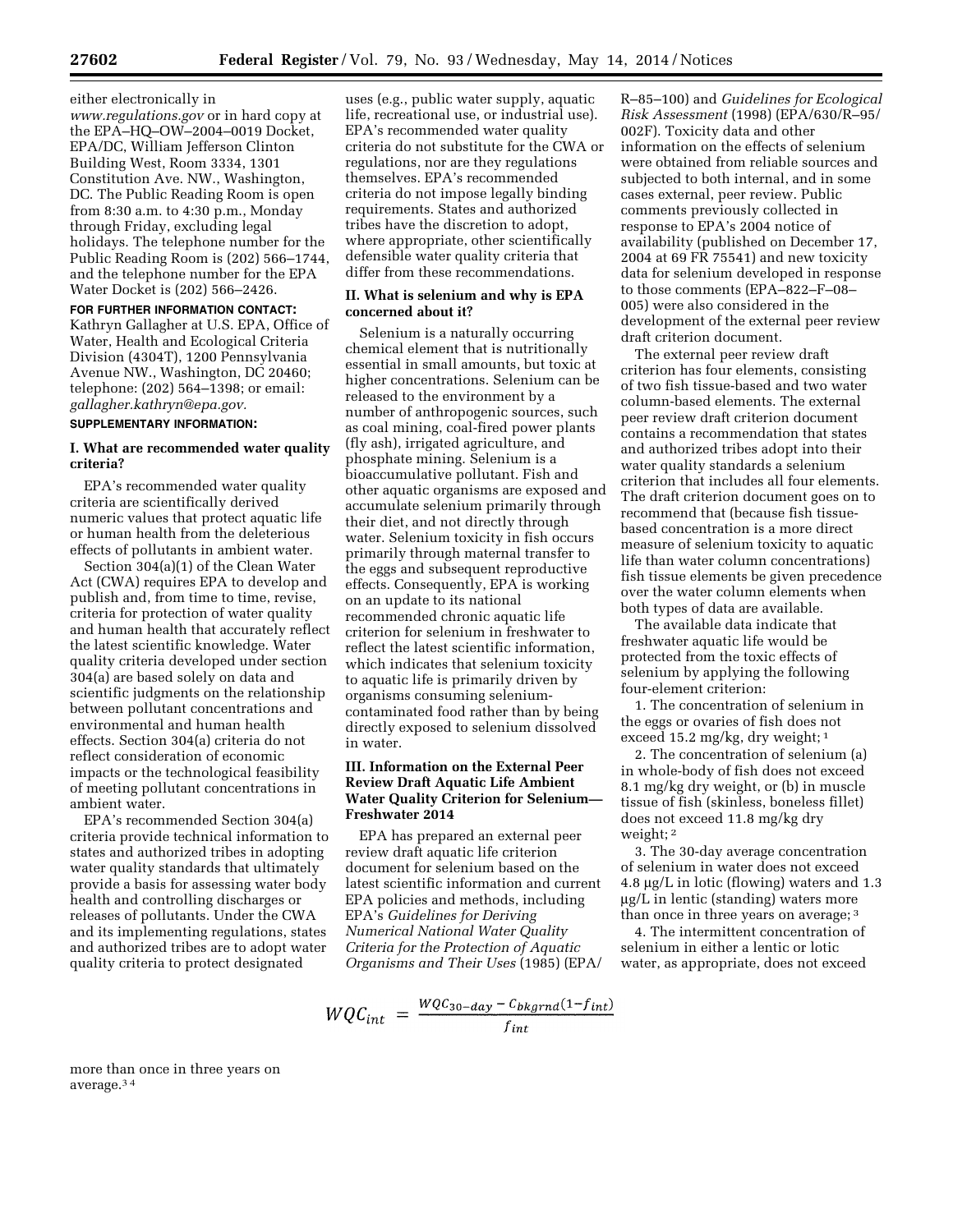either electronically in *www.regulations.gov* or in hard copy at the EPA–HQ–OW–2004–0019 Docket, EPA/DC, William Jefferson Clinton Building West, Room 3334, 1301 Constitution Ave. NW., Washington, DC. The Public Reading Room is open from 8:30 a.m. to 4:30 p.m., Monday through Friday, excluding legal holidays. The telephone number for the Public Reading Room is (202) 566–1744, and the telephone number for the EPA Water Docket is (202) 566–2426.

**FOR FURTHER INFORMATION CONTACT:** Kathryn Gallagher at U.S. EPA, Office of Water, Health and Ecological Criteria Division (4304T), 1200 Pennsylvania Avenue NW., Washington, DC 20460; telephone: (202) 564–1398; or email: *gallagher.kathryn@epa.gov.*

**SUPPLEMENTARY INFORMATION:**

## I. What are recommended water quality criteria?

EPA's recommended water quality criteria are scientifically derived numeric values that protect aquatic life or human health from the deleterious effects of pollutants in ambient water.

Section 304(a)(1) of the Clean Water Act (CWA) requires EPA to develop and publish and, from time to time, revise, criteria for protection of water quality and human health that accurately reflect the latest scientific knowledge. Water quality criteria developed under section 304(a) are based solely on data and scientific judgments on the relationship between pollutant concentrations and environmental and human health effects. Section 304(a) criteria do not reflect consideration of economic impacts or the technological feasibility of meeting pollutant concentrations in ambient water.

EPA's recommended Section 304(a) criteria provide technical information to states and authorized tribes in adopting water quality standards that ultimately provide a basis for assessing water body health and controlling discharges or releases of pollutants. Under the CWA and its implementing regulations, states and authorized tribes are to adopt water quality criteria to protect designated uses (e.g., public water supply, aquatic life, recreational use, or industrial use). EPA's recommended water quality criteria do not substitute for the CWA or regulations, nor are they regulations themselves. EPA's recommended criteria do not impose legally binding requirements. States and authorized tribes have the discretion to adopt, where appropriate, other scientifically defensible water quality criteria that differ from these recommendations.

## II. What is selenium and why is EPA concerned about it?

Selenium is a naturally occurring chemical element that is nutritionally essential in small amounts, but toxic at higher concentrations. Selenium can be released to the environment by a number of anthropogenic sources, such as coal mining, coal-fired power plants (fly ash), irrigated agriculture, and phosphate mining. Selenium is a bioaccumulative pollutant. Fish and other aquatic organisms are exposed and accumulate selenium primarily through their diet, and not directly through water. Selenium toxicity in fish occurs primarily through maternal transfer to the eggs and subsequent reproductive effects. Consequently, EPA is working on an update to its national recommended chronic aquatic life criterion for selenium in freshwater to reflect the latest scientific information, which indicates that selenium toxicity to aquatic life is primarily driven by organisms consuming selenium-contaminated food rather than by being directly exposed to selenium dissolved in water.

## III. Information on the External Peer Review Draft Aquatic Life Ambient Water Quality Criterion for Selenium—Freshwater 2014

EPA has prepared an external peer review draft aquatic life criterion document for selenium based on the latest scientific information and current EPA policies and methods, including EPA's *Guidelines for Deriving Numerical National Water Quality Criteria for the Protection of Aquatic Organisms and Their Uses* (1985) (EPA/R–85–100) and *Guidelines for Ecological Risk Assessment* (1998) (EPA/630/R–95/002F). Toxicity data and other information on the effects of selenium were obtained from reliable sources and subjected to both internal, and in some cases external, peer review. Public comments previously collected in response to EPA's 2004 notice of availability (published on December 17, 2004 at 69 FR 75541) and new toxicity data for selenium developed in response to those comments (EPA–822–F–08–005) were also considered in the development of the external peer review draft criterion document.

The external peer review draft criterion has four elements, consisting of two fish tissue-based and two water column-based elements. The external peer review draft criterion document contains a recommendation that states and authorized tribes adopt into their water quality standards a selenium criterion that includes all four elements. The draft criterion document goes on to recommend that (because fish tissue-based concentration is a more direct measure of selenium toxicity to aquatic life than water column concentrations) fish tissue elements be given precedence over the water column elements when both types of data are available.

The available data indicate that freshwater aquatic life would be protected from the toxic effects of selenium by applying the following four-element criterion:

1. The concentration of selenium in the eggs or ovaries of fish does not exceed 15.2 mg/kg, dry weight; [1]

2. The concentration of selenium (a) in whole-body of fish does not exceed 8.1 mg/kg dry weight, or (b) in muscle tissue of fish (skinless, boneless fillet) does not exceed 11.8 mg/kg dry weight; [2]

3. The 30-day average concentration of selenium in water does not exceed 4.8 µg/L in lotic (flowing) waters and 1.3 µg/L in lentic (standing) waters more than once in three years on average; [3]

4. The intermittent concentration of selenium in either a lentic or lotic water, as appropriate, does not exceed

$$WQC_{int} = \frac{WQC_{30\text{-}day} - C_{bkgrnd}(1 - f_{int})}{f_{int}}$$

more than once in three years on average.[3 4]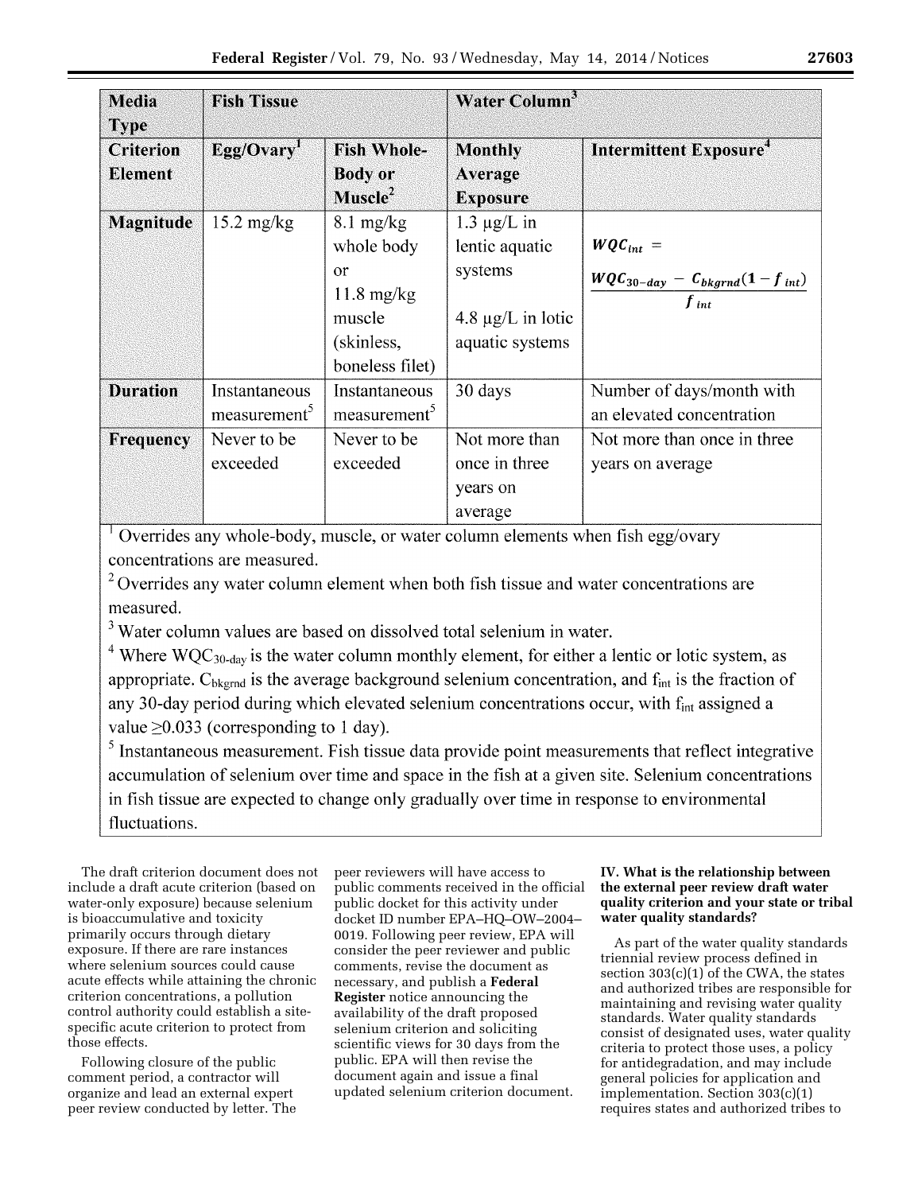| Media Type | Fish Tissue | | Water Column[3] | |
|---|---|---|---|---|
| Criterion Element | Egg/Ovary[1] | Fish Whole-Body or Muscle[2] | Monthly Average Exposure | Intermittent Exposure[4] |
| Magnitude | 15.2 mg/kg | 8.1 mg/kg whole body or 11.8 mg/kg muscle (skinless, boneless filet) | 1.3 μg/L in lentic aquatic systems<br><br>4.8 μg/L in lotic aquatic systems | $WQC_{int} = \frac{WQC_{30\text{-}day} - C_{bkgrnd}(1 - f_{int})}{f_{int}}$ |
| Duration | Instantaneous measurement[5] | Instantaneous measurement[5] | 30 days | Number of days/month with an elevated concentration |
| Frequency | Never to be exceeded | Never to be exceeded | Not more than once in three years on average | Not more than once in three years on average |

[1] Overrides any whole-body, muscle, or water column elements when fish egg/ovary concentrations are measured.

[2] Overrides any water column element when both fish tissue and water concentrations are measured.

[3] Water column values are based on dissolved total selenium in water.

[4] Where $WQC_{30\text{-}day}$ is the water column monthly element, for either a lentic or lotic system, as appropriate. $C_{bkgrnd}$ is the average background selenium concentration, and $f_{int}$ is the fraction of any 30-day period during which elevated selenium concentrations occur, with $f_{int}$ assigned a value $\geq 0.033$ (corresponding to 1 day).

[5] Instantaneous measurement. Fish tissue data provide point measurements that reflect integrative accumulation of selenium over time and space in the fish at a given site. Selenium concentrations in fish tissue are expected to change only gradually over time in response to environmental fluctuations.

The draft criterion document does not include a draft acute criterion (based on water-only exposure) because selenium is bioaccumulative and toxicity primarily occurs through dietary exposure. If there are rare instances where selenium sources could cause acute effects while attaining the chronic criterion concentrations, a pollution control authority could establish a site-specific acute criterion to protect from those effects.

Following closure of the public comment period, a contractor will organize and lead an external expert peer review conducted by letter. The peer reviewers will have access to public comments received in the official public docket for this activity under docket ID number EPA–HQ–OW–2004–0019. Following peer review, EPA will consider the peer reviewer and public comments, revise the document as necessary, and publish a **Federal Register** notice announcing the availability of the draft proposed selenium criterion and soliciting scientific views for 30 days from the public. EPA will then revise the document again and issue a final updated selenium criterion document.

## IV. What is the relationship between the external peer review draft water quality criterion and your state or tribal water quality standards?

As part of the water quality standards triennial review process defined in section 303(c)(1) of the CWA, the states and authorized tribes are responsible for maintaining and revising water quality standards. Water quality standards consist of designated uses, water quality criteria to protect those uses, a policy for antidegradation, and may include general policies for application and implementation. Section 303(c)(1) requires states and authorized tribes to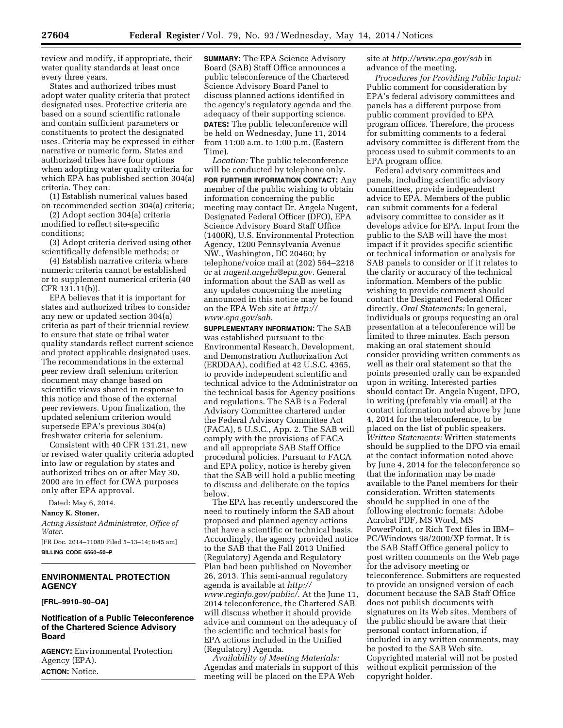review and modify, if appropriate, their water quality standards at least once every three years.

States and authorized tribes must adopt water quality criteria that protect designated uses. Protective criteria are based on a sound scientific rationale and contain sufficient parameters or constituents to protect the designated uses. Criteria may be expressed in either narrative or numeric form. States and authorized tribes have four options when adopting water quality criteria for which EPA has published section 304(a) criteria. They can:

(1) Establish numerical values based on recommended section 304(a) criteria;

(2) Adopt section 304(a) criteria modified to reflect site-specific conditions;

(3) Adopt criteria derived using other scientifically defensible methods; or

(4) Establish narrative criteria where numeric criteria cannot be established or to supplement numerical criteria (40 CFR 131.11(b)).

EPA believes that it is important for states and authorized tribes to consider any new or updated section 304(a) criteria as part of their triennial review to ensure that state or tribal water quality standards reflect current science and protect applicable designated uses. The recommendations in the external peer review draft selenium criterion document may change based on scientific views shared in response to this notice and those of the external peer reviewers. Upon finalization, the updated selenium criterion would supersede EPA's previous 304(a) freshwater criteria for selenium.

Consistent with 40 CFR 131.21, new or revised water quality criteria adopted into law or regulation by states and authorized tribes on or after May 30, 2000 are in effect for CWA purposes only after EPA approval.

Dated: May 6, 2014.

**Nancy K. Stoner,**

*Acting Assistant Administrator, Office of Water.*

[FR Doc. 2014–11080 Filed 5–13–14; 8:45 am]

**BILLING CODE 6560–50–P**

## ENVIRONMENTAL PROTECTION AGENCY

**[FRL–9910–90–OA]**

### Notification of a Public Teleconference of the Chartered Science Advisory Board

**AGENCY:** Environmental Protection Agency (EPA).

**ACTION:** Notice.

**SUMMARY:** The EPA Science Advisory Board (SAB) Staff Office announces a public teleconference of the Chartered Science Advisory Board Panel to discuss planned actions identified in the agency's regulatory agenda and the adequacy of their supporting science.

**DATES:** The public teleconference will be held on Wednesday, June 11, 2014 from 11:00 a.m. to 1:00 p.m. (Eastern Time).

*Location:* The public teleconference will be conducted by telephone only.

**FOR FURTHER INFORMATION CONTACT:** Any member of the public wishing to obtain information concerning the public meeting may contact Dr. Angela Nugent, Designated Federal Officer (DFO), EPA Science Advisory Board Staff Office (1400R), U.S. Environmental Protection Agency, 1200 Pennsylvania Avenue NW., Washington, DC 20460; by telephone/voice mail at (202) 564–2218 or at *nugent.angela@epa.gov.* General information about the SAB as well as any updates concerning the meeting announced in this notice may be found on the EPA Web site at *http://www.epa.gov/sab.*

**SUPPLEMENTARY INFORMATION:** The SAB was established pursuant to the Environmental Research, Development, and Demonstration Authorization Act (ERDDAA), codified at 42 U.S.C. 4365, to provide independent scientific and technical advice to the Administrator on the technical basis for Agency positions and regulations. The SAB is a Federal Advisory Committee chartered under the Federal Advisory Committee Act (FACA), 5 U.S.C., App. 2. The SAB will comply with the provisions of FACA and all appropriate SAB Staff Office procedural policies. Pursuant to FACA and EPA policy, notice is hereby given that the SAB will hold a public meeting to discuss and deliberate on the topics below.

The EPA has recently underscored the need to routinely inform the SAB about proposed and planned agency actions that have a scientific or technical basis. Accordingly, the agency provided notice to the SAB that the Fall 2013 Unified (Regulatory) Agenda and Regulatory Plan had been published on November 26, 2013. This semi-annual regulatory agenda is available at *http://www.reginfo.gov/public/.* At the June 11, 2014 teleconference, the Chartered SAB will discuss whether it should provide advice and comment on the adequacy of the scientific and technical basis for EPA actions included in the Unified (Regulatory) Agenda.

*Availability of Meeting Materials:* Agendas and materials in support of this meeting will be placed on the EPA Web site at *http://www.epa.gov/sab* in advance of the meeting.

*Procedures for Providing Public Input:* Public comment for consideration by EPA's federal advisory committees and panels has a different purpose from public comment provided to EPA program offices. Therefore, the process for submitting comments to a federal advisory committee is different from the process used to submit comments to an EPA program office.

Federal advisory committees and panels, including scientific advisory committees, provide independent advice to EPA. Members of the public can submit comments for a federal advisory committee to consider as it develops advice for EPA. Input from the public to the SAB will have the most impact if it provides specific scientific or technical information or analysis for SAB panels to consider or if it relates to the clarity or accuracy of the technical information. Members of the public wishing to provide comment should contact the Designated Federal Officer directly. *Oral Statements:* In general, individuals or groups requesting an oral presentation at a teleconference will be limited to three minutes. Each person making an oral statement should consider providing written comments as well as their oral statement so that the points presented orally can be expanded upon in writing. Interested parties should contact Dr. Angela Nugent, DFO, in writing (preferably via email) at the contact information noted above by June 4, 2014 for the teleconference, to be placed on the list of public speakers. *Written Statements:* Written statements should be supplied to the DFO via email at the contact information noted above by June 4, 2014 for the teleconference so that the information may be made available to the Panel members for their consideration. Written statements should be supplied in one of the following electronic formats: Adobe Acrobat PDF, MS Word, MS PowerPoint, or Rich Text files in IBM–PC/Windows 98/2000/XP format. It is the SAB Staff Office general policy to post written comments on the Web page for the advisory meeting or teleconference. Submitters are requested to provide an unsigned version of each document because the SAB Staff Office does not publish documents with signatures on its Web sites. Members of the public should be aware that their personal contact information, if included in any written comments, may be posted to the SAB Web site. Copyrighted material will not be posted without explicit permission of the copyright holder.